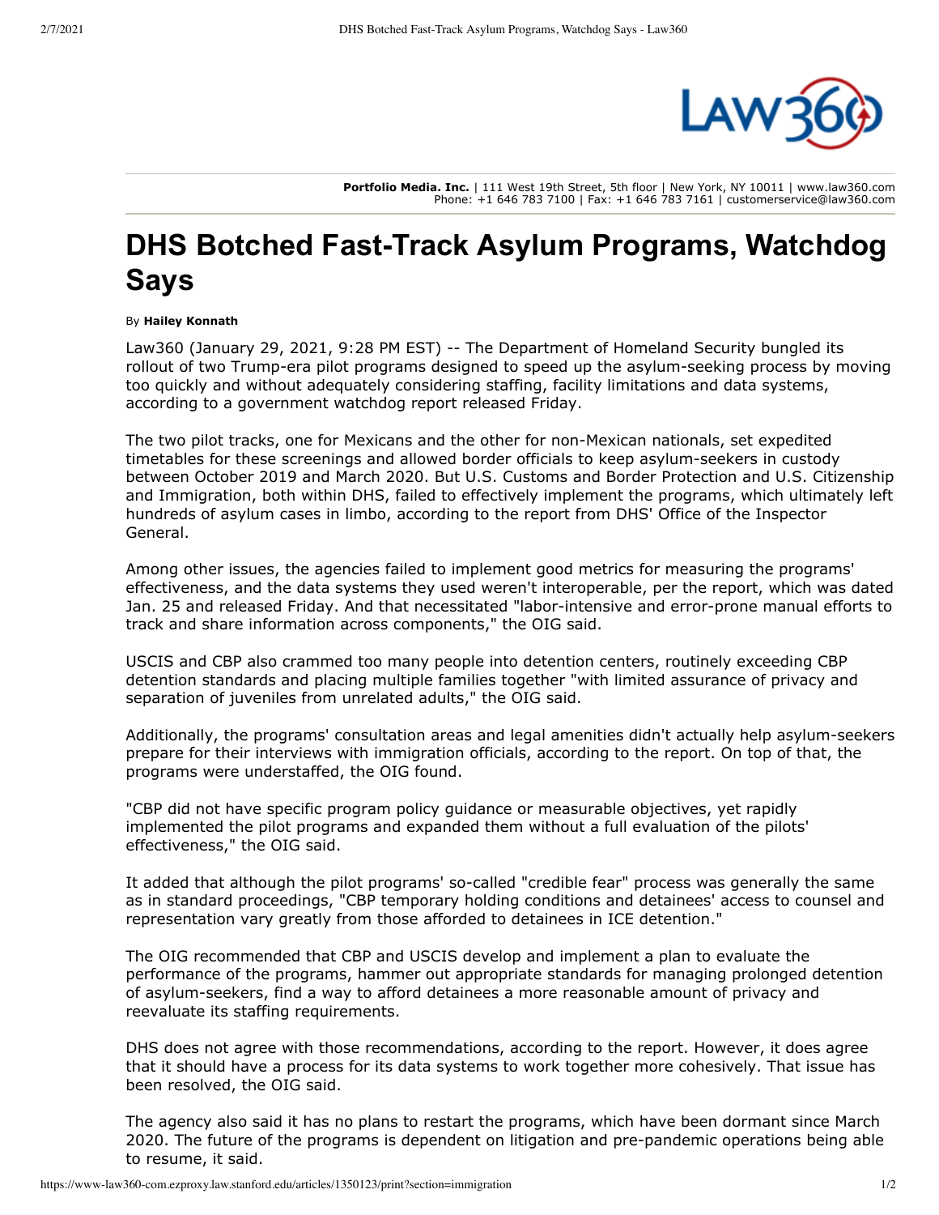Portfolio Media. Inc. | 111 West 19th Street, 5th floor | New York, NY 10011 | www.law360.com
Phone: +1 646 783 7100 | Fax: +1 646 783 7161 | customerservice@law360.com

# DHS Botched Fast-Track Asylum Programs, Watchdog Says

By **Hailey Konnath**

Law360 (January 29, 2021, 9:28 PM EST) -- The Department of Homeland Security bungled its rollout of two Trump-era pilot programs designed to speed up the asylum-seeking process by moving too quickly and without adequately considering staffing, facility limitations and data systems, according to a government watchdog report released Friday.

The two pilot tracks, one for Mexicans and the other for non-Mexican nationals, set expedited timetables for these screenings and allowed border officials to keep asylum-seekers in custody between October 2019 and March 2020. But U.S. Customs and Border Protection and U.S. Citizenship and Immigration, both within DHS, failed to effectively implement the programs, which ultimately left hundreds of asylum cases in limbo, according to the report from DHS' Office of the Inspector General.

Among other issues, the agencies failed to implement good metrics for measuring the programs' effectiveness, and the data systems they used weren't interoperable, per the report, which was dated Jan. 25 and released Friday. And that necessitated "labor-intensive and error-prone manual efforts to track and share information across components," the OIG said.

USCIS and CBP also crammed too many people into detention centers, routinely exceeding CBP detention standards and placing multiple families together "with limited assurance of privacy and separation of juveniles from unrelated adults," the OIG said.

Additionally, the programs' consultation areas and legal amenities didn't actually help asylum-seekers prepare for their interviews with immigration officials, according to the report. On top of that, the programs were understaffed, the OIG found.

"CBP did not have specific program policy guidance or measurable objectives, yet rapidly implemented the pilot programs and expanded them without a full evaluation of the pilots' effectiveness," the OIG said.

It added that although the pilot programs' so-called "credible fear" process was generally the same as in standard proceedings, "CBP temporary holding conditions and detainees' access to counsel and representation vary greatly from those afforded to detainees in ICE detention."

The OIG recommended that CBP and USCIS develop and implement a plan to evaluate the performance of the programs, hammer out appropriate standards for managing prolonged detention of asylum-seekers, find a way to afford detainees a more reasonable amount of privacy and reevaluate its staffing requirements.

DHS does not agree with those recommendations, according to the report. However, it does agree that it should have a process for its data systems to work together more cohesively. That issue has been resolved, the OIG said.

The agency also said it has no plans to restart the programs, which have been dormant since March 2020. The future of the programs is dependent on litigation and pre-pandemic operations being able to resume, it said.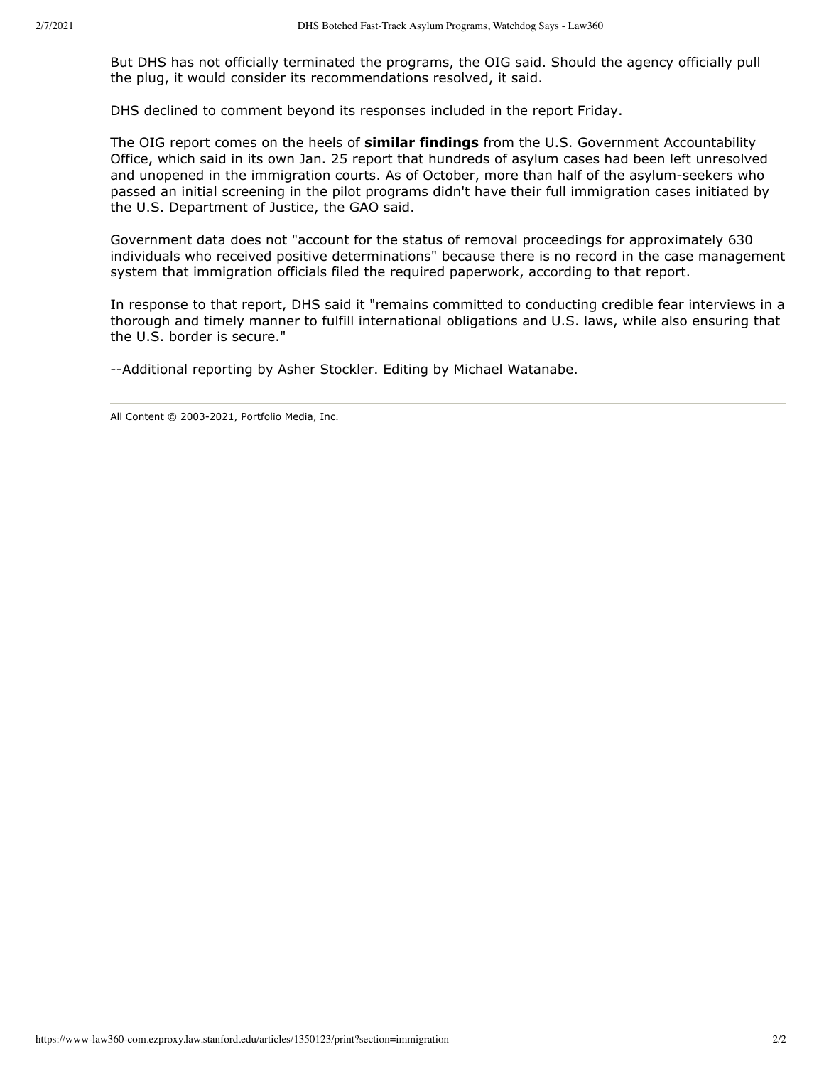But DHS has not officially terminated the programs, the OIG said. Should the agency officially pull the plug, it would consider its recommendations resolved, it said.

DHS declined to comment beyond its responses included in the report Friday.

The OIG report comes on the heels of **similar findings** from the U.S. Government Accountability Office, which said in its own Jan. 25 report that hundreds of asylum cases had been left unresolved and unopened in the immigration courts. As of October, more than half of the asylum-seekers who passed an initial screening in the pilot programs didn't have their full immigration cases initiated by the U.S. Department of Justice, the GAO said.

Government data does not "account for the status of removal proceedings for approximately 630 individuals who received positive determinations" because there is no record in the case management system that immigration officials filed the required paperwork, according to that report.

In response to that report, DHS said it "remains committed to conducting credible fear interviews in a thorough and timely manner to fulfill international obligations and U.S. laws, while also ensuring that the U.S. border is secure."

--Additional reporting by Asher Stockler. Editing by Michael Watanabe.

---

All Content © 2003-2021, Portfolio Media, Inc.